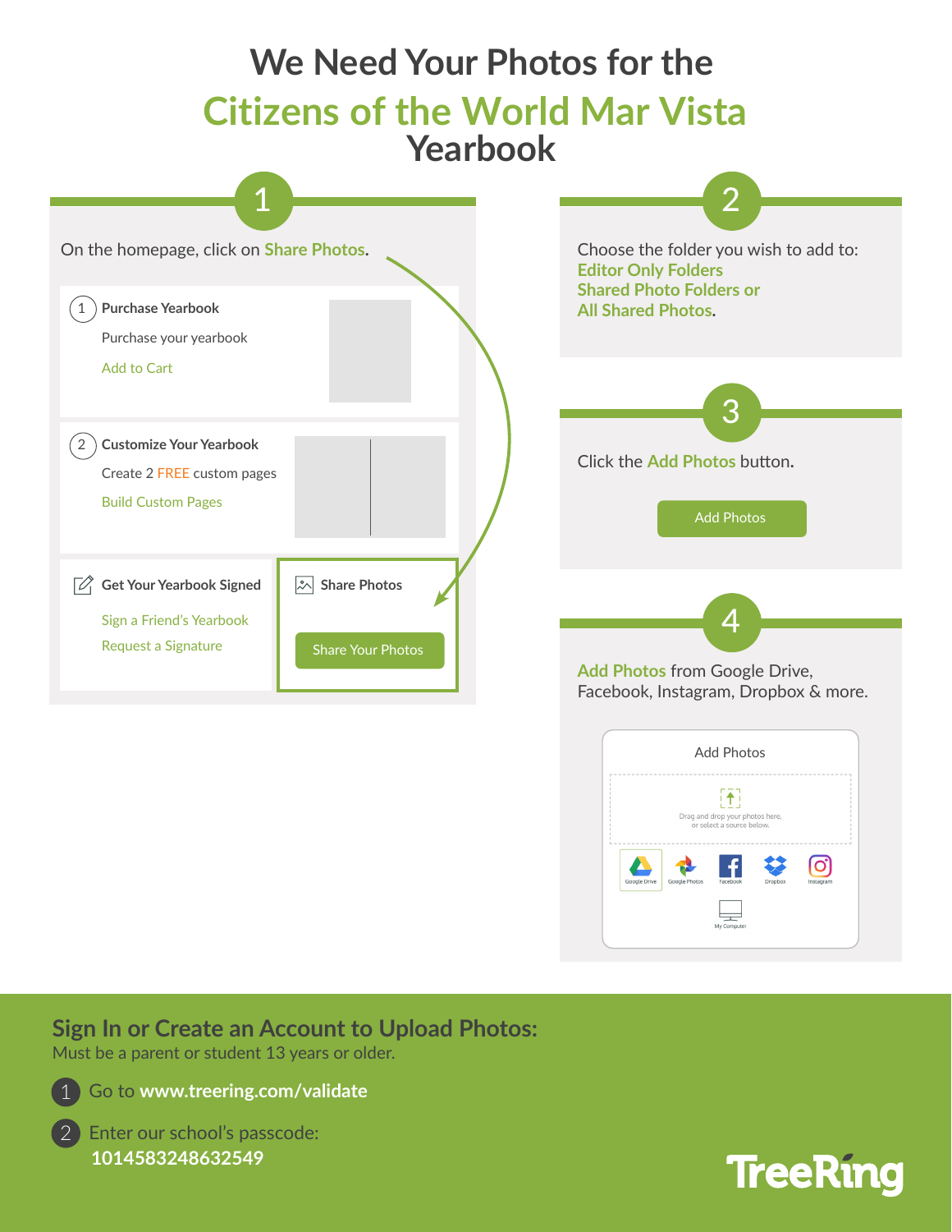# We Need Your Photos for the Citizens of the World Mar Vista Yearbook

## 1

On the homepage, click on **Share Photos**.

1 **Purchase Yearbook**
Purchase your yearbook
Add to Cart

2 **Customize Your Yearbook**
Create 2 FREE custom pages
Build Custom Pages

**Get Your Yearbook Signed**
Sign a Friend's Yearbook
Request a Signature

**Share Photos**
Share Your Photos

## 2

Choose the folder you wish to add to:
**Editor Only Folders**
**Shared Photo Folders or**
**All Shared Photos.**

## 3

Click the **Add Photos** button.

Add Photos

## 4

**Add Photos** from Google Drive, Facebook, Instagram, Dropbox & more.

Add Photos

Drag and drop your photos here, or select a source below.

Google Drive | Google Photos | Facebook | Dropbox | Instagram | My Computer

## Sign In or Create an Account to Upload Photos:

Must be a parent or student 13 years or older.

1. Go to **www.treering.com/validate**
2. Enter our school's passcode: **1014583248632549**

TreeRing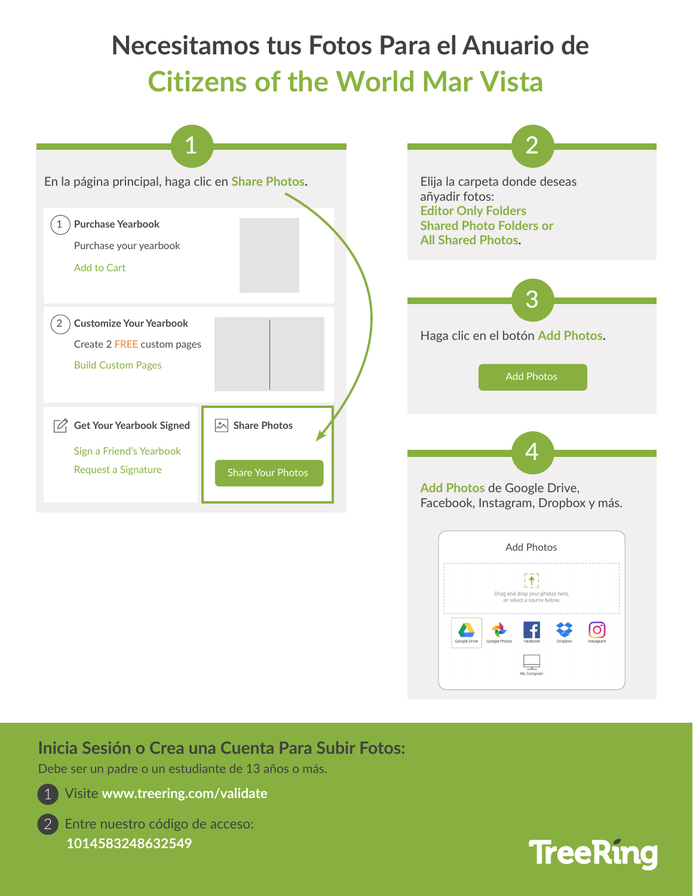# Necesitamos tus Fotos Para el Anuario de

# Citizens of the World Mar Vista

## 1

En la página principal, haga clic en **Share Photos**.

1 **Purchase Yearbook**

Purchase your yearbook

Add to Cart

2 **Customize Your Yearbook**

Create 2 FREE custom pages

Build Custom Pages

**Get Your Yearbook Signed**

Sign a Friend's Yearbook

Request a Signature

**Share Photos**

Share Your Photos

## 2

Elija la carpeta donde deseas añyadir fotos:
**Editor Only Folders**
**Shared Photo Folders or**
**All Shared Photos**.

## 3

Haga clic en el botón **Add Photos**.

Add Photos

## 4

**Add Photos** de Google Drive, Facebook, Instagram, Dropbox y más.

Add Photos

Drag and drop your photos here, or select a source below.

Google Drive | Google Photos | Facebook | Dropbox | Instagram

My Computer

## Inicia Sesión o Crea una Cuenta Para Subir Fotos:

Debe ser un padre o un estudiante de 13 años o más.

1. Visite **www.treering.com/validate**
2. Entre nuestro código de acceso:
   **1014583248632549**

TreeRing